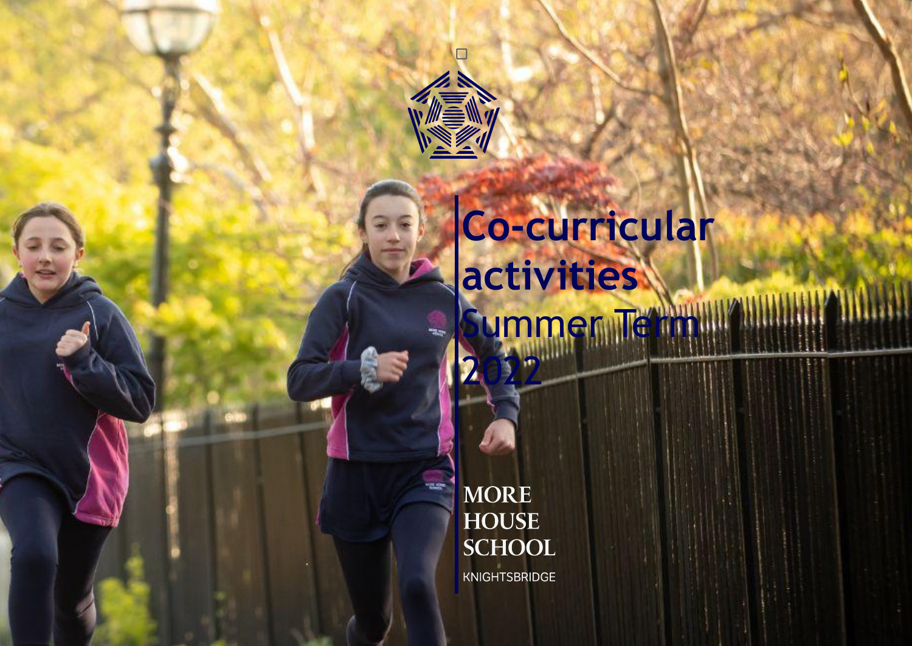# Co-curricular activities

Summer Term 2022

MORE HOUSE SCHOOL

KNIGHTSBRIDGE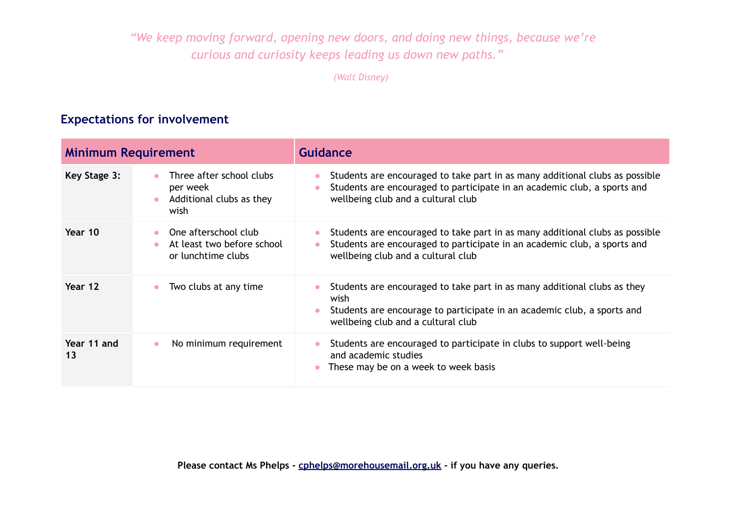*"We keep moving forward, opening new doors, and doing new things, because we're curious and curiosity keeps leading us down new paths."*

*(Walt Disney)*

## Expectations for involvement

| Minimum Requirement | | Guidance |
|---|---|---|
| **Key Stage 3:** | • Three after school clubs per week<br>• Additional clubs as they wish | • Students are encouraged to take part in as many additional clubs as possible<br>• Students are encouraged to participate in an academic club, a sports and wellbeing club and a cultural club |
| **Year 10** | • One afterschool club<br>• At least two before school or lunchtime clubs | • Students are encouraged to take part in as many additional clubs as possible<br>• Students are encouraged to participate in an academic club, a sports and wellbeing club and a cultural club |
| **Year 12** | • Two clubs at any time | • Students are encouraged to take part in as many additional clubs as they wish<br>• Students are encourage to participate in an academic club, a sports and wellbeing club and a cultural club |
| **Year 11 and 13** | • No minimum requirement | • Students are encouraged to participate in clubs to support well-being and academic studies<br>• These may be on a week to week basis |

**Please contact Ms Phelps - cphelps@morehousemail.org.uk - if you have any queries.**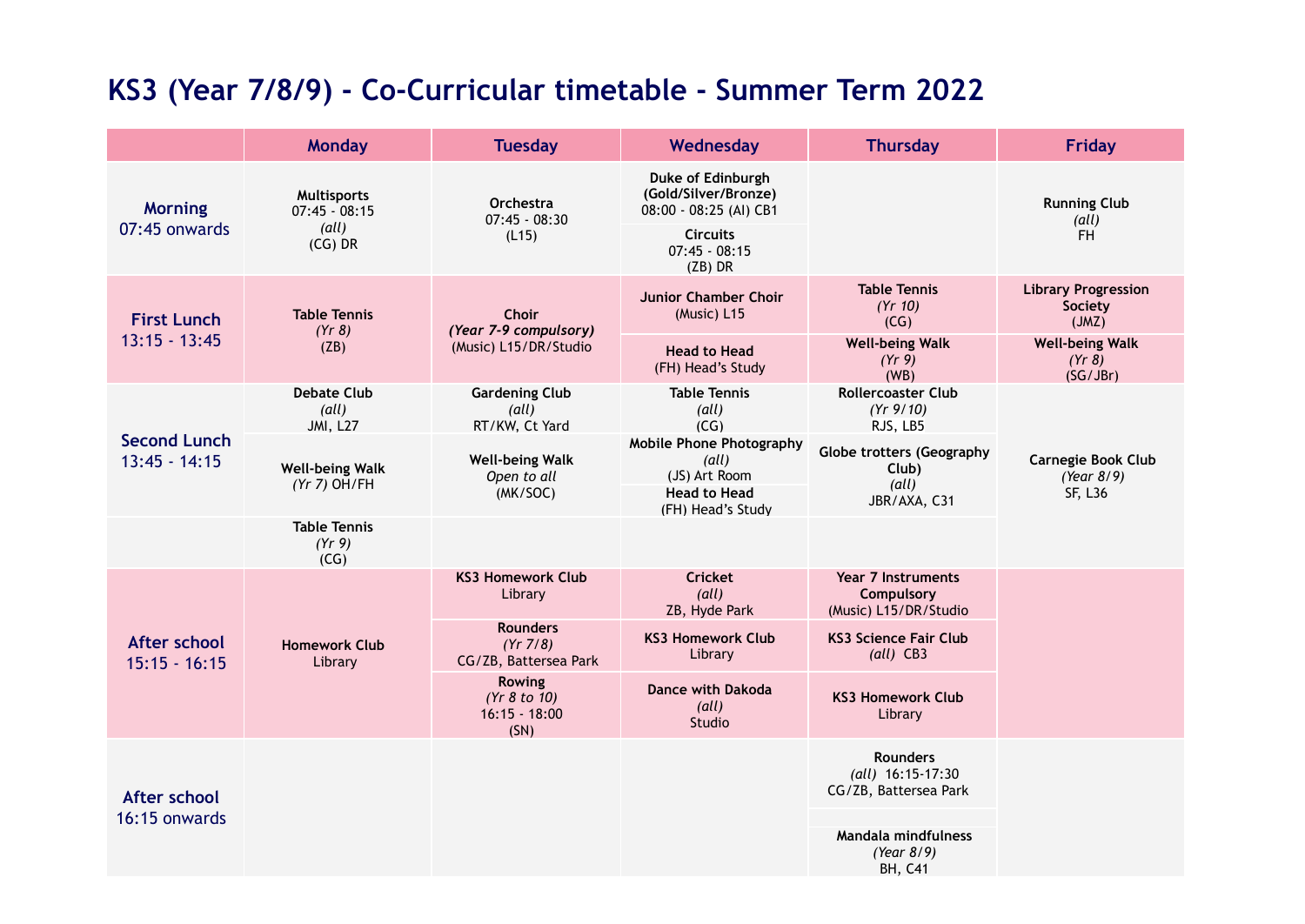# KS3 (Year 7/8/9) - Co-Curricular timetable - Summer Term 2022

| | Monday | Tuesday | Wednesday | Thursday | Friday |
|---|---|---|---|---|---|
| **Morning** 07:45 onwards | **Multisports** 07:45 - 08:15 *(all)* (CG) DR | **Orchestra** 07:45 - 08:30 (L15) | **Duke of Edinburgh (Gold/Silver/Bronze)** 08:00 - 08:25 (AI) CB1<br>**Circuits** 07:45 - 08:15 (ZB) DR | | **Running Club** *(all)* FH |
| **First Lunch** 13:15 - 13:45 | **Table Tennis** *(Yr 8)* (ZB) | **Choir** ***(Year 7-9 compulsory)*** (Music) L15/DR/Studio | **Junior Chamber Choir** (Music) L15<br>**Head to Head** (FH) Head's Study | **Table Tennis** *(Yr 10)* (CG)<br>**Well-being Walk** *(Yr 9)* (WB) | **Library Progression Society** (JMZ)<br>**Well-being Walk** *(Yr 8)* (SG/JBr) |
| **Second Lunch** 13:45 - 14:15 | **Debate Club** *(all)* JMI, L27<br>**Well-being Walk** *(Yr 7)* OH/FH<br>**Table Tennis** *(Yr 9)* (CG) | **Gardening Club** *(all)* RT/KW, Ct Yard<br>**Well-being Walk** *Open to all* (MK/SOC) | **Table Tennis** *(all)* (CG)<br>**Mobile Phone Photography** *(all)* (JS) Art Room<br>**Head to Head** (FH) Head's Study | **Rollercoaster Club** *(Yr 9/10)* RJS, LB5<br>**Globe trotters (Geography Club)** *(all)* JBR/AXA, C31 | **Carnegie Book Club** *(Year 8/9)* SF, L36 |
| **After school** 15:15 - 16:15 | **Homework Club** Library | **KS3 Homework Club** Library<br>**Rounders** *(Yr 7/8)* CG/ZB, Battersea Park<br>**Rowing** *(Yr 8 to 10)* 16:15 - 18:00 (SN) | **Cricket** *(all)* ZB, Hyde Park<br>**KS3 Homework Club** Library<br>**Dance with Dakoda** *(all)* Studio | **Year 7 Instruments Compulsory** (Music) L15/DR/Studio<br>**KS3 Science Fair Club** *(all)* CB3<br>**KS3 Homework Club** Library | |
| **After school** 16:15 onwards | | | | **Rounders** *(all)* 16:15-17:30 CG/ZB, Battersea Park<br>**Mandala mindfulness** *(Year 8/9)* BH, C41 | |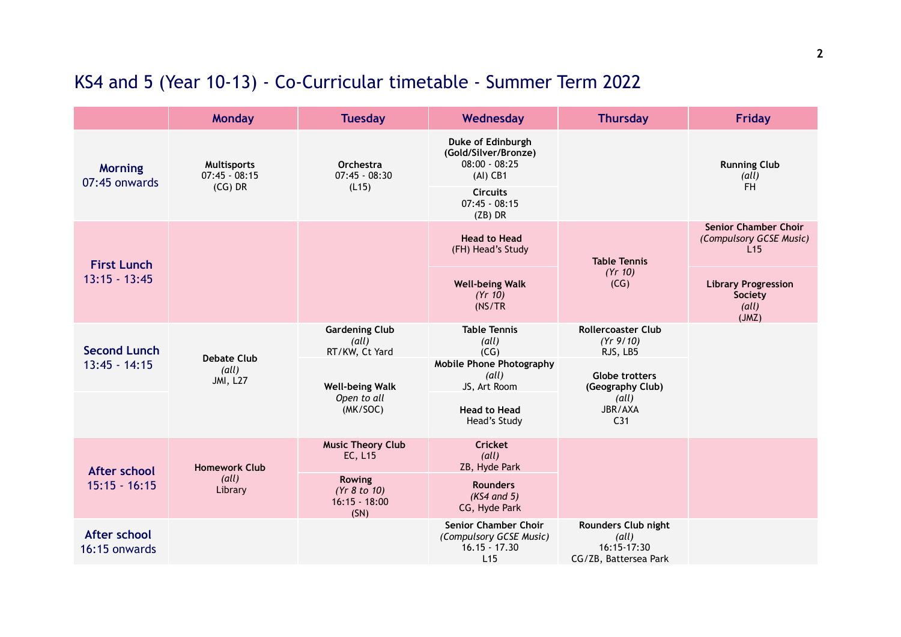# KS4 and 5 (Year 10-13) - Co-Curricular timetable - Summer Term 2022

| | Monday | Tuesday | Wednesday | Thursday | Friday |
|---|---|---|---|---|---|
| **Morning** 07:45 onwards | **Multisports** 07:45 - 08:15 (CG) DR | **Orchestra** 07:45 - 08:30 (L15) | **Duke of Edinburgh (Gold/Silver/Bronze)** 08:00 - 08:25 (AI) CB1<br>**Circuits** 07:45 - 08:15 (ZB) DR | | **Running Club** *(all)* FH |
| **First Lunch** 13:15 - 13:45 | | | **Head to Head** (FH) Head's Study<br>**Well-being Walk** *(Yr 10)* (NS/TR | **Table Tennis** *(Yr 10)* (CG) | **Senior Chamber Choir** *(Compulsory GCSE Music)* L15<br>**Library Progression Society** *(all)* (JMZ) |
| **Second Lunch** 13:45 - 14:15 | **Debate Club** *(all)* JMI, L27 | **Gardening Club** *(all)* RT/KW, Ct Yard<br>**Well-being Walk** *Open to all* (MK/SOC) | **Table Tennis** *(all)* (CG)<br>**Mobile Phone Photography** *(all)* JS, Art Room<br>**Head to Head** Head's Study | **Rollercoaster Club** *(Yr 9/10)* RJS, LB5<br>**Globe trotters (Geography Club)** *(all)* JBR/AXA C31 | |
| **After school** 15:15 - 16:15 | **Homework Club** *(all)* Library | **Music Theory Club** EC, L15<br>**Rowing** *(Yr 8 to 10)* 16:15 - 18:00 (SN) | **Cricket** *(all)* ZB, Hyde Park<br>**Rounders** *(KS4 and 5)* CG, Hyde Park | | |
| **After school** 16:15 onwards | | | **Senior Chamber Choir** *(Compulsory GCSE Music)* 16.15 - 17.30 L15 | **Rounders Club night** *(all)* 16:15-17:30 CG/ZB, Battersea Park | |